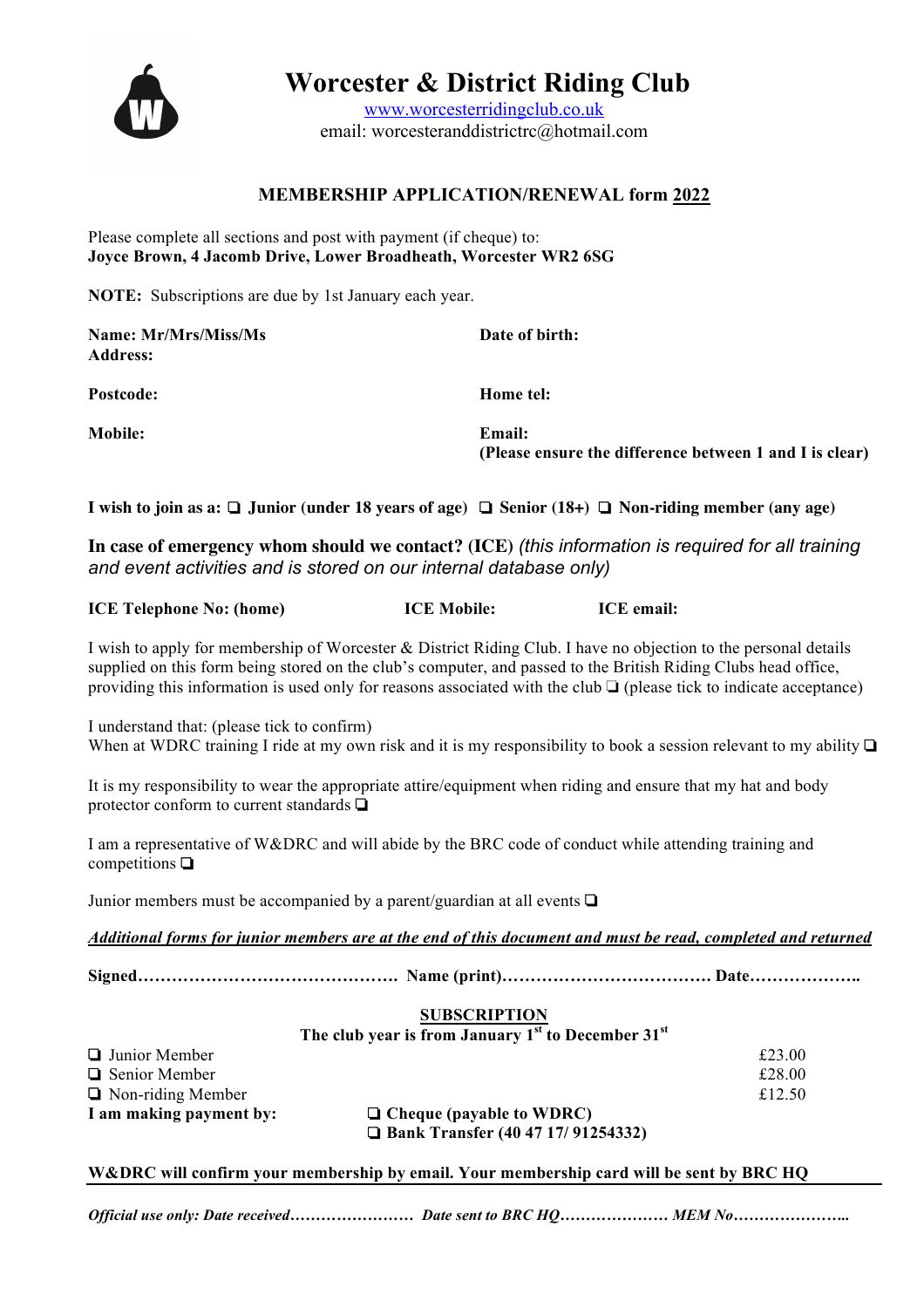# Worcester & District Riding Club

www.worcesterridingclub.co.uk
email: worcesteranddistrictrc@hotmail.com

## MEMBERSHIP APPLICATION/RENEWAL form 2022

Please complete all sections and post with payment (if cheque) to:
**Joyce Brown, 4 Jacomb Drive, Lower Broadheath, Worcester WR2 6SG**

**NOTE:** Subscriptions are due by 1st January each year.

**Name: Mr/Mrs/Miss/Ms**
**Address:**

**Date of birth:**

**Postcode:**

**Home tel:**

**Mobile:**

**Email:**
**(Please ensure the difference between 1 and I is clear)**

**I wish to join as a: ❑ Junior (under 18 years of age) ❑ Senior (18+) ❑ Non-riding member (any age)**

**In case of emergency whom should we contact? (ICE)** *(this information is required for all training and event activities and is stored on our internal database only)*

**ICE Telephone No: (home)** **ICE Mobile:** **ICE email:**

I wish to apply for membership of Worcester & District Riding Club. I have no objection to the personal details supplied on this form being stored on the club's computer, and passed to the British Riding Clubs head office, providing this information is used only for reasons associated with the club ❑ (please tick to indicate acceptance)

I understand that: (please tick to confirm)
When at WDRC training I ride at my own risk and it is my responsibility to book a session relevant to my ability ❑

It is my responsibility to wear the appropriate attire/equipment when riding and ensure that my hat and body protector conform to current standards ❑

I am a representative of W&DRC and will abide by the BRC code of conduct while attending training and competitions ❑

Junior members must be accompanied by a parent/guardian at all events ❑

***Additional forms for junior members are at the end of this document and must be read, completed and returned***

**Signed……………………………………… Name (print)……………………………… Date………………..**

**SUBSCRIPTION**
**The club year is from January 1st to December 31st**

| | |
|---|---|
| ❑ Junior Member | £23.00 |
| ❑ Senior Member | £28.00 |
| ❑ Non-riding Member | £12.50 |

**I am making payment by:** **❑ Cheque (payable to WDRC)**
**❑ Bank Transfer (40 47 17/ 91254332)**

**W&DRC will confirm your membership by email. Your membership card will be sent by BRC HQ**

***Official use only: Date received…………………… Date sent to BRC HQ………………… MEM No…………………..***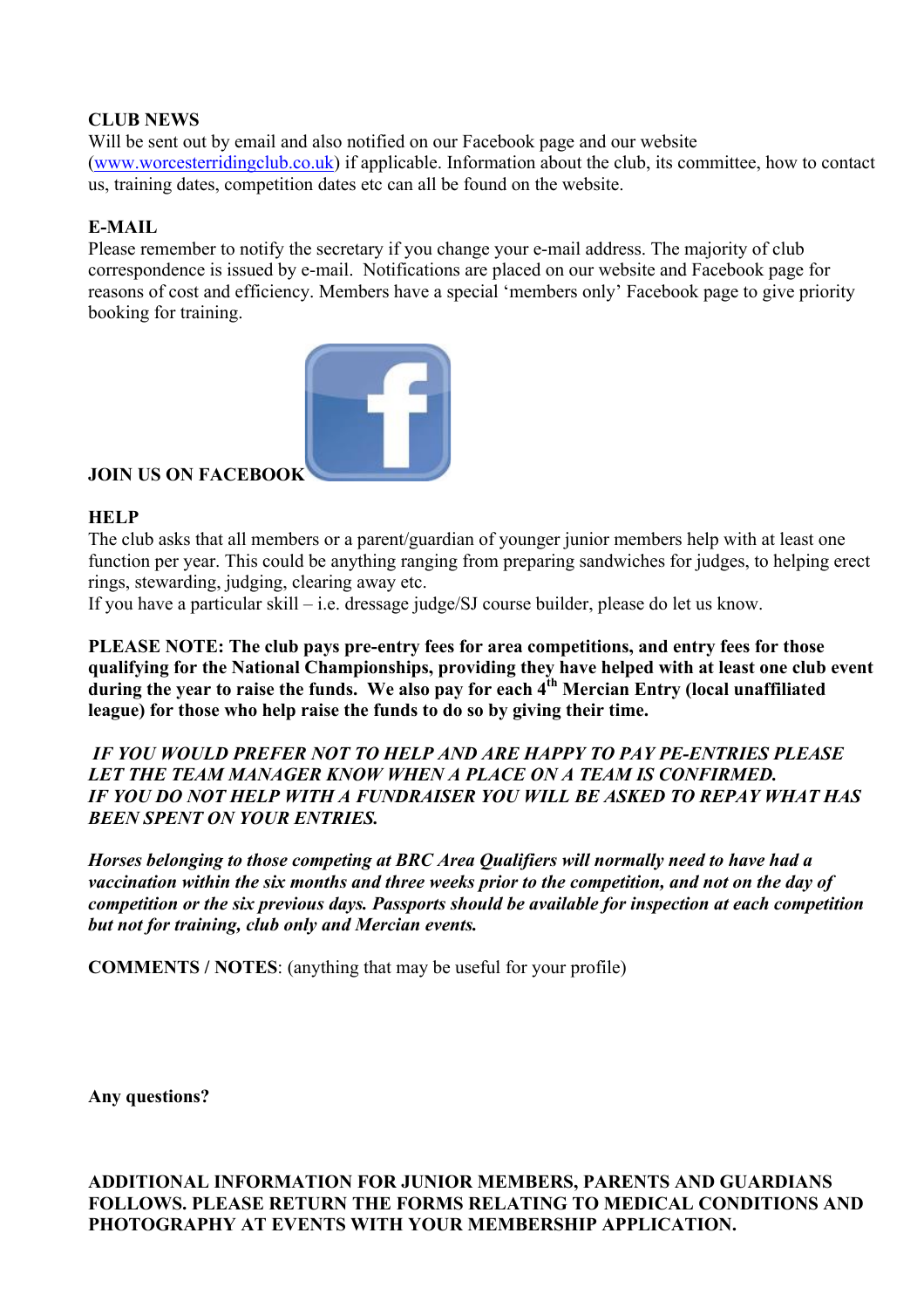**CLUB NEWS**
Will be sent out by email and also notified on our Facebook page and our website (www.worcesterridingclub.co.uk) if applicable. Information about the club, its committee, how to contact us, training dates, competition dates etc can all be found on the website.

**E-MAIL**
Please remember to notify the secretary if you change your e-mail address. The majority of club correspondence is issued by e-mail. Notifications are placed on our website and Facebook page for reasons of cost and efficiency. Members have a special 'members only' Facebook page to give priority booking for training.

**JOIN US ON FACEBOOK**

**HELP**
The club asks that all members or a parent/guardian of younger junior members help with at least one function per year. This could be anything ranging from preparing sandwiches for judges, to helping erect rings, stewarding, judging, clearing away etc.
If you have a particular skill – i.e. dressage judge/SJ course builder, please do let us know.

**PLEASE NOTE: The club pays pre-entry fees for area competitions, and entry fees for those qualifying for the National Championships, providing they have helped with at least one club event during the year to raise the funds. We also pay for each 4th Mercian Entry (local unaffiliated league) for those who help raise the funds to do so by giving their time.**

***IF YOU WOULD PREFER NOT TO HELP AND ARE HAPPY TO PAY PE-ENTRIES PLEASE LET THE TEAM MANAGER KNOW WHEN A PLACE ON A TEAM IS CONFIRMED.***
***IF YOU DO NOT HELP WITH A FUNDRAISER YOU WILL BE ASKED TO REPAY WHAT HAS BEEN SPENT ON YOUR ENTRIES.***

***Horses belonging to those competing at BRC Area Qualifiers will normally need to have had a vaccination within the six months and three weeks prior to the competition, and not on the day of competition or the six previous days. Passports should be available for inspection at each competition but not for training, club only and Mercian events.***

**COMMENTS / NOTES**: (anything that may be useful for your profile)

**Any questions?**

**ADDITIONAL INFORMATION FOR JUNIOR MEMBERS, PARENTS AND GUARDIANS FOLLOWS. PLEASE RETURN THE FORMS RELATING TO MEDICAL CONDITIONS AND PHOTOGRAPHY AT EVENTS WITH YOUR MEMBERSHIP APPLICATION.**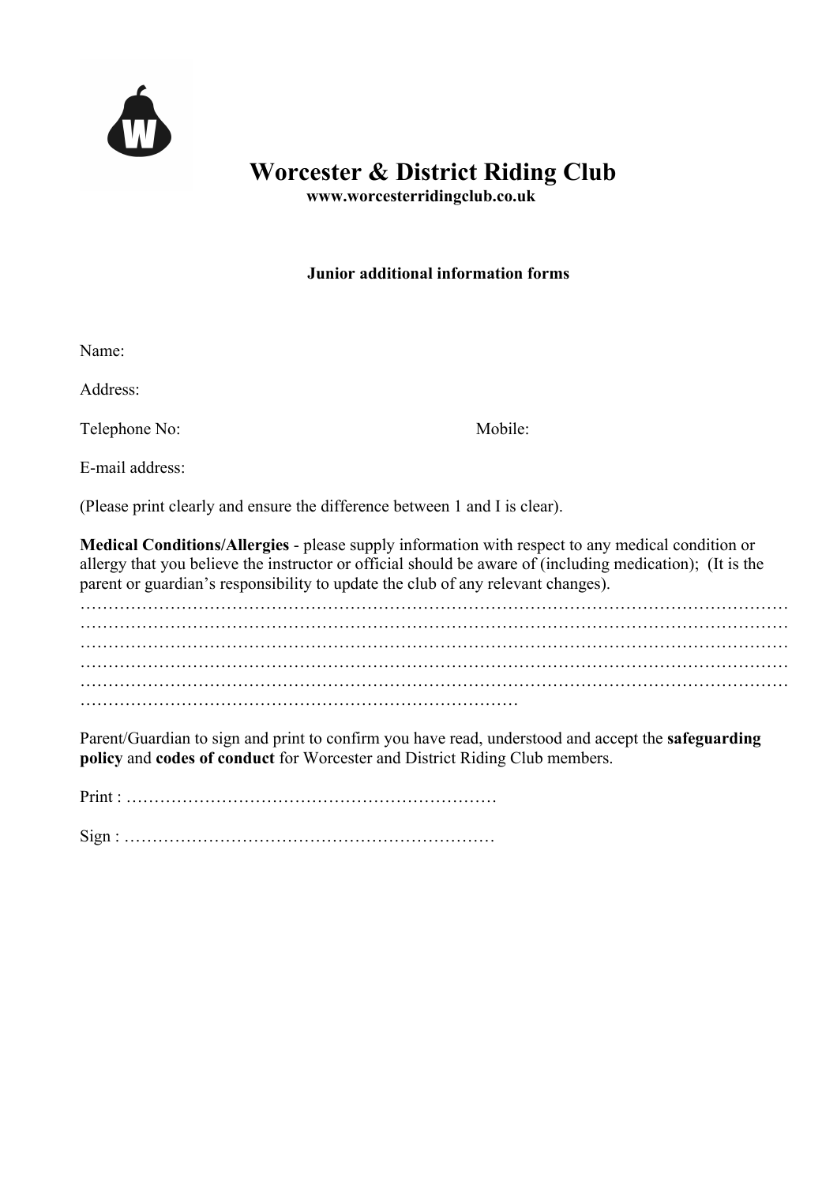# Worcester & District Riding Club

**www.worcesterridingclub.co.uk**

**Junior additional information forms**

Name:

Address:

Telephone No: Mobile:

E-mail address:

(Please print clearly and ensure the difference between 1 and I is clear).

**Medical Conditions/Allergies** - please supply information with respect to any medical condition or allergy that you believe the instructor or official should be aware of (including medication); (It is the parent or guardian's responsibility to update the club of any relevant changes).

……………………………………………………………………………………………………………
……………………………………………………………………………………………………………
……………………………………………………………………………………………………………
……………………………………………………………………………………………………………
……………………………………………………………………………………………………………
…………………………………………………………………………

Parent/Guardian to sign and print to confirm you have read, understood and accept the **safeguarding policy** and **codes of conduct** for Worcester and District Riding Club members.

Print : …………………………………………………………

Sign : …………………………………………………………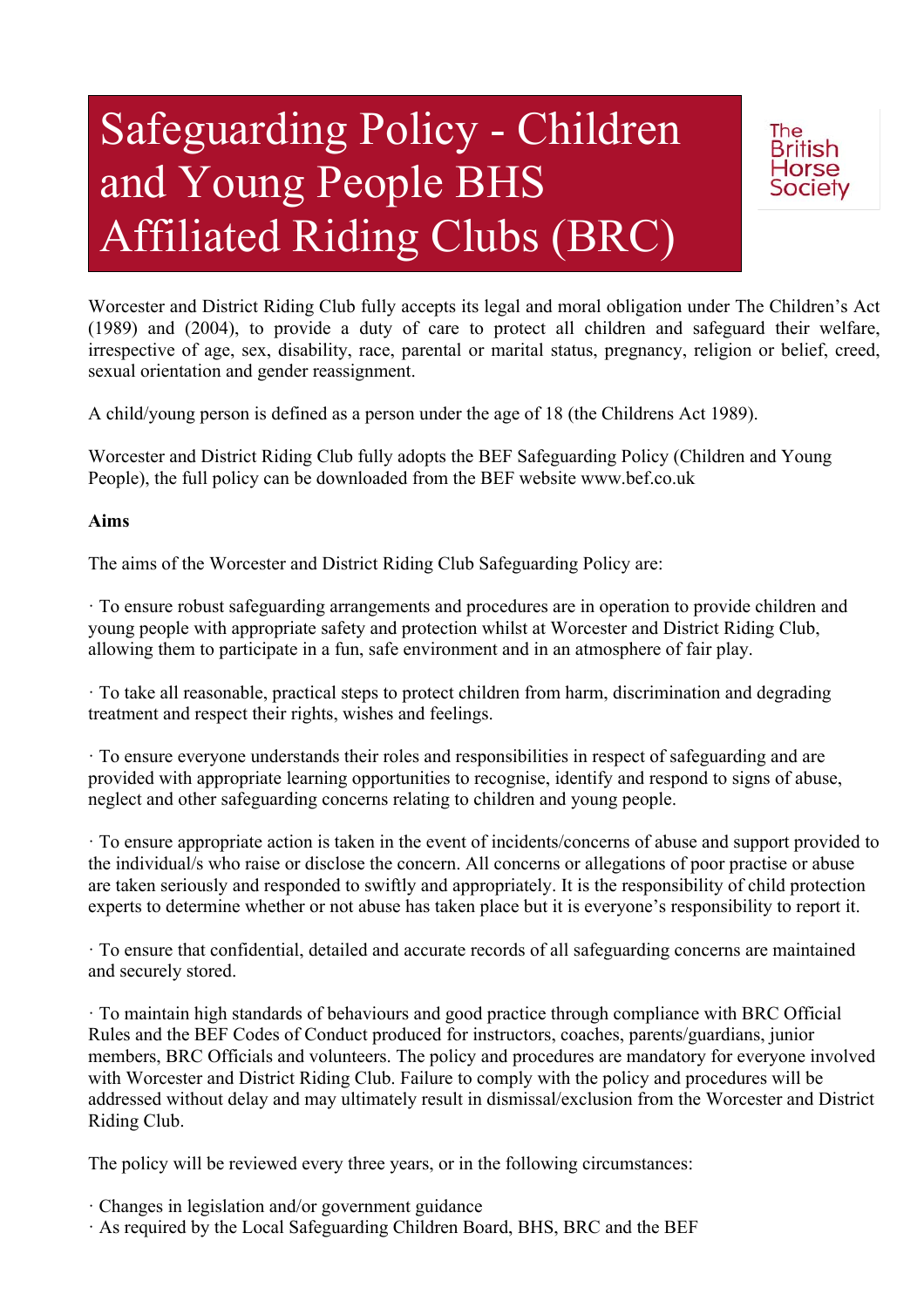# Safeguarding Policy - Children and Young People BHS Affiliated Riding Clubs (BRC)

The British Horse Society

Worcester and District Riding Club fully accepts its legal and moral obligation under The Children's Act (1989) and (2004), to provide a duty of care to protect all children and safeguard their welfare, irrespective of age, sex, disability, race, parental or marital status, pregnancy, religion or belief, creed, sexual orientation and gender reassignment.

A child/young person is defined as a person under the age of 18 (the Childrens Act 1989).

Worcester and District Riding Club fully adopts the BEF Safeguarding Policy (Children and Young People), the full policy can be downloaded from the BEF website www.bef.co.uk

**Aims**

The aims of the Worcester and District Riding Club Safeguarding Policy are:

· To ensure robust safeguarding arrangements and procedures are in operation to provide children and young people with appropriate safety and protection whilst at Worcester and District Riding Club, allowing them to participate in a fun, safe environment and in an atmosphere of fair play.

· To take all reasonable, practical steps to protect children from harm, discrimination and degrading treatment and respect their rights, wishes and feelings.

· To ensure everyone understands their roles and responsibilities in respect of safeguarding and are provided with appropriate learning opportunities to recognise, identify and respond to signs of abuse, neglect and other safeguarding concerns relating to children and young people.

· To ensure appropriate action is taken in the event of incidents/concerns of abuse and support provided to the individual/s who raise or disclose the concern. All concerns or allegations of poor practise or abuse are taken seriously and responded to swiftly and appropriately. It is the responsibility of child protection experts to determine whether or not abuse has taken place but it is everyone's responsibility to report it.

· To ensure that confidential, detailed and accurate records of all safeguarding concerns are maintained and securely stored.

· To maintain high standards of behaviours and good practice through compliance with BRC Official Rules and the BEF Codes of Conduct produced for instructors, coaches, parents/guardians, junior members, BRC Officials and volunteers. The policy and procedures are mandatory for everyone involved with Worcester and District Riding Club. Failure to comply with the policy and procedures will be addressed without delay and may ultimately result in dismissal/exclusion from the Worcester and District Riding Club.

The policy will be reviewed every three years, or in the following circumstances:

· Changes in legislation and/or government guidance
· As required by the Local Safeguarding Children Board, BHS, BRC and the BEF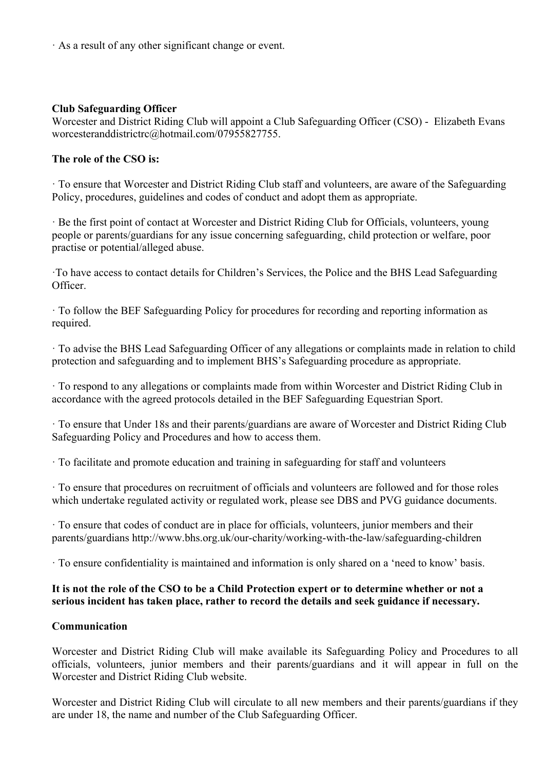· As a result of any other significant change or event.

**Club Safeguarding Officer**

Worcester and District Riding Club will appoint a Club Safeguarding Officer (CSO) - Elizabeth Evans worcesteranddistrictrc@hotmail.com/07955827755.

**The role of the CSO is:**

· To ensure that Worcester and District Riding Club staff and volunteers, are aware of the Safeguarding Policy, procedures, guidelines and codes of conduct and adopt them as appropriate.

· Be the first point of contact at Worcester and District Riding Club for Officials, volunteers, young people or parents/guardians for any issue concerning safeguarding, child protection or welfare, poor practise or potential/alleged abuse.

·To have access to contact details for Children's Services, the Police and the BHS Lead Safeguarding Officer.

· To follow the BEF Safeguarding Policy for procedures for recording and reporting information as required.

· To advise the BHS Lead Safeguarding Officer of any allegations or complaints made in relation to child protection and safeguarding and to implement BHS's Safeguarding procedure as appropriate.

· To respond to any allegations or complaints made from within Worcester and District Riding Club in accordance with the agreed protocols detailed in the BEF Safeguarding Equestrian Sport.

· To ensure that Under 18s and their parents/guardians are aware of Worcester and District Riding Club Safeguarding Policy and Procedures and how to access them.

· To facilitate and promote education and training in safeguarding for staff and volunteers

· To ensure that procedures on recruitment of officials and volunteers are followed and for those roles which undertake regulated activity or regulated work, please see DBS and PVG guidance documents.

· To ensure that codes of conduct are in place for officials, volunteers, junior members and their parents/guardians http://www.bhs.org.uk/our-charity/working-with-the-law/safeguarding-children

· To ensure confidentiality is maintained and information is only shared on a 'need to know' basis.

**It is not the role of the CSO to be a Child Protection expert or to determine whether or not a serious incident has taken place, rather to record the details and seek guidance if necessary.**

**Communication**

Worcester and District Riding Club will make available its Safeguarding Policy and Procedures to all officials, volunteers, junior members and their parents/guardians and it will appear in full on the Worcester and District Riding Club website.

Worcester and District Riding Club will circulate to all new members and their parents/guardians if they are under 18, the name and number of the Club Safeguarding Officer.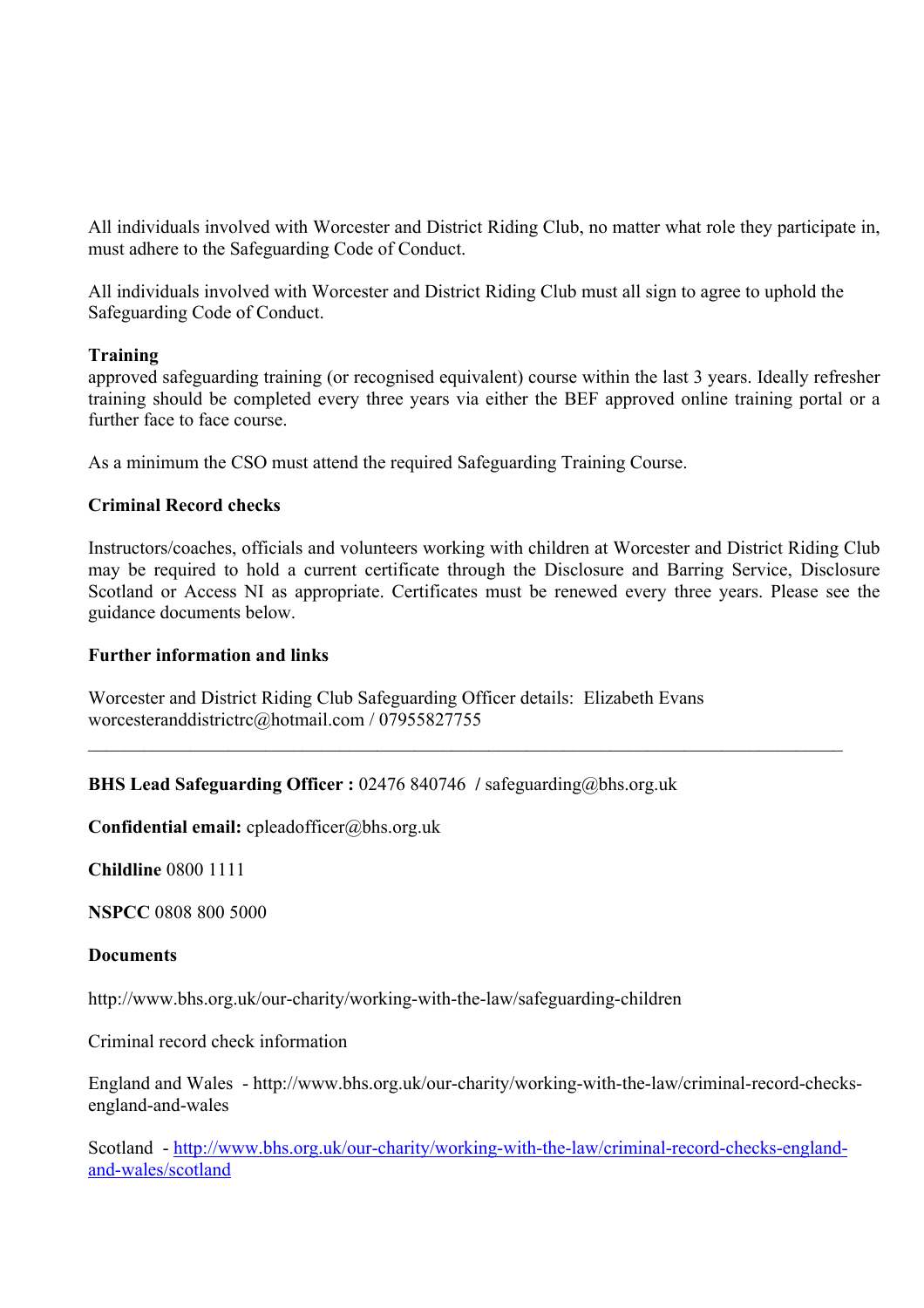All individuals involved with Worcester and District Riding Club, no matter what role they participate in, must adhere to the Safeguarding Code of Conduct.

All individuals involved with Worcester and District Riding Club must all sign to agree to uphold the Safeguarding Code of Conduct.

**Training**

approved safeguarding training (or recognised equivalent) course within the last 3 years. Ideally refresher training should be completed every three years via either the BEF approved online training portal or a further face to face course.

As a minimum the CSO must attend the required Safeguarding Training Course.

**Criminal Record checks**

Instructors/coaches, officials and volunteers working with children at Worcester and District Riding Club may be required to hold a current certificate through the Disclosure and Barring Service, Disclosure Scotland or Access NI as appropriate. Certificates must be renewed every three years. Please see the guidance documents below.

**Further information and links**

Worcester and District Riding Club Safeguarding Officer details: Elizabeth Evans
worcesteranddistrictrc@hotmail.com / 07955827755

---

**BHS Lead Safeguarding Officer :** 02476 840746 / safeguarding@bhs.org.uk

**Confidential email:** cpleadofficer@bhs.org.uk

**Childline** 0800 1111

**NSPCC** 0808 800 5000

**Documents**

http://www.bhs.org.uk/our-charity/working-with-the-law/safeguarding-children

Criminal record check information

England and Wales - http://www.bhs.org.uk/our-charity/working-with-the-law/criminal-record-checks-england-and-wales

Scotland - [http://www.bhs.org.uk/our-charity/working-with-the-law/criminal-record-checks-england-and-wales/scotland](http://www.bhs.org.uk/our-charity/working-with-the-law/criminal-record-checks-england-and-wales/scotland)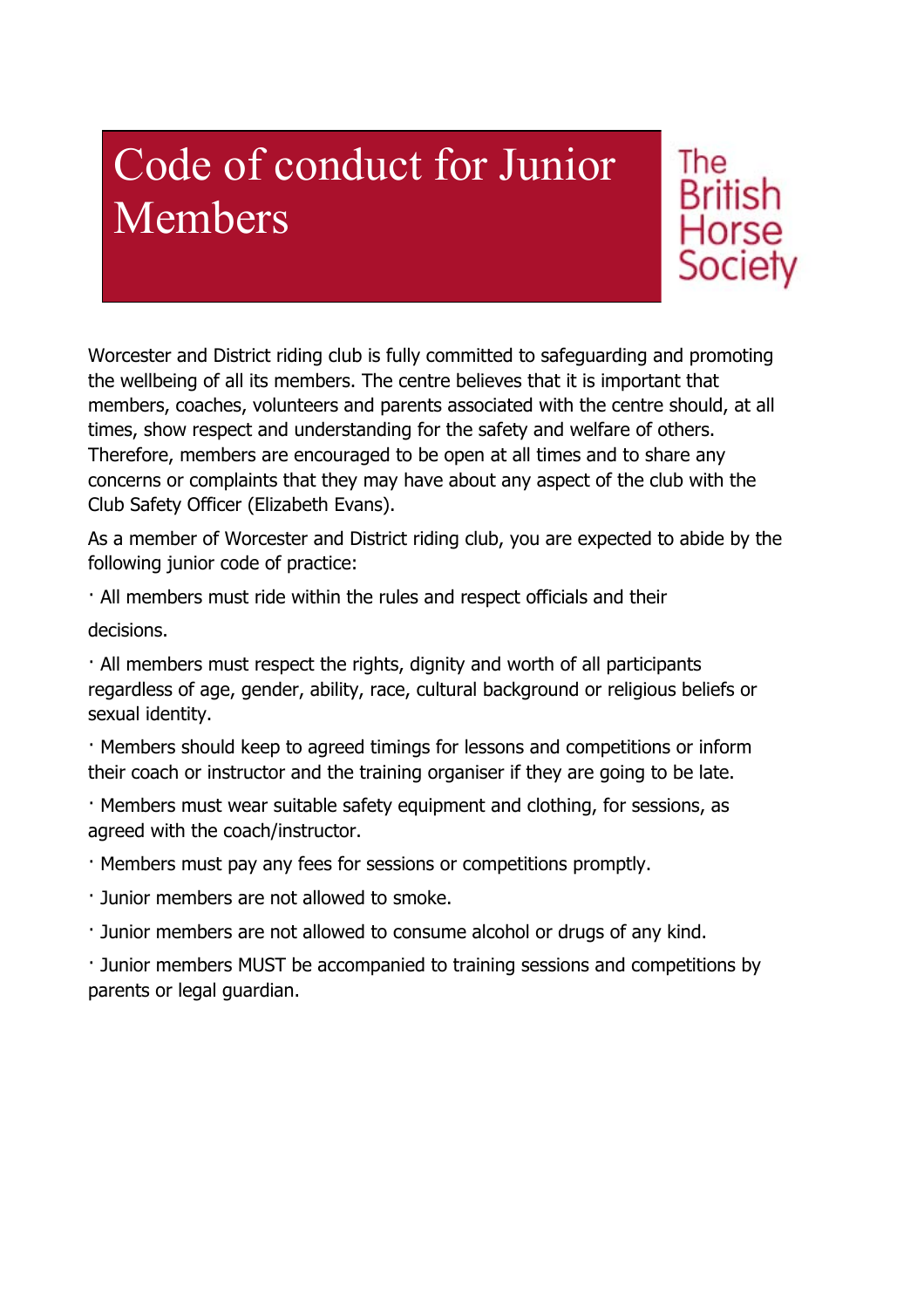# Code of conduct for Junior Members

The British Horse Society

Worcester and District riding club is fully committed to safeguarding and promoting the wellbeing of all its members. The centre believes that it is important that members, coaches, volunteers and parents associated with the centre should, at all times, show respect and understanding for the safety and welfare of others. Therefore, members are encouraged to be open at all times and to share any concerns or complaints that they may have about any aspect of the club with the Club Safety Officer (Elizabeth Evans).

As a member of Worcester and District riding club, you are expected to abide by the following junior code of practice:

- All members must ride within the rules and respect officials and their decisions.
- All members must respect the rights, dignity and worth of all participants regardless of age, gender, ability, race, cultural background or religious beliefs or sexual identity.
- Members should keep to agreed timings for lessons and competitions or inform their coach or instructor and the training organiser if they are going to be late.
- Members must wear suitable safety equipment and clothing, for sessions, as agreed with the coach/instructor.
- Members must pay any fees for sessions or competitions promptly.
- Junior members are not allowed to smoke.
- Junior members are not allowed to consume alcohol or drugs of any kind.
- Junior members MUST be accompanied to training sessions and competitions by parents or legal guardian.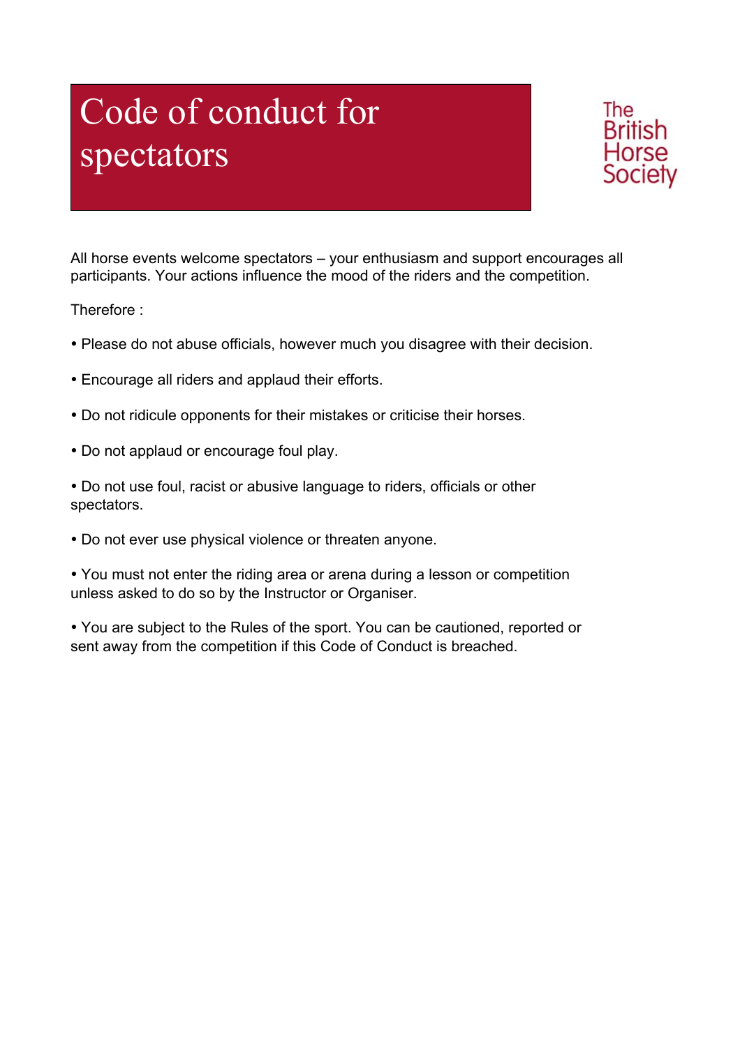# Code of conduct for spectators

The British Horse Society

All horse events welcome spectators – your enthusiasm and support encourages all participants. Your actions influence the mood of the riders and the competition.

Therefore :

- Please do not abuse officials, however much you disagree with their decision.
- Encourage all riders and applaud their efforts.
- Do not ridicule opponents for their mistakes or criticise their horses.
- Do not applaud or encourage foul play.
- Do not use foul, racist or abusive language to riders, officials or other spectators.
- Do not ever use physical violence or threaten anyone.
- You must not enter the riding area or arena during a lesson or competition unless asked to do so by the Instructor or Organiser.
- You are subject to the Rules of the sport. You can be cautioned, reported or sent away from the competition if this Code of Conduct is breached.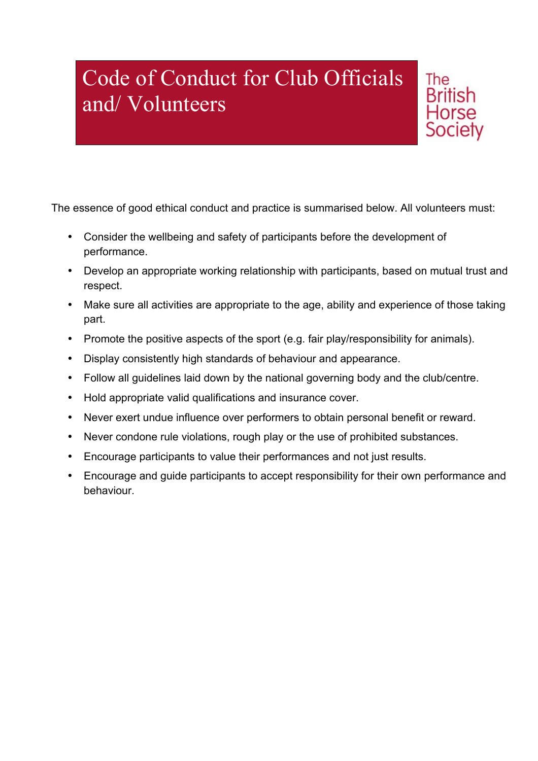# Code of Conduct for Club Officials and/ Volunteers

The British Horse Society

The essence of good ethical conduct and practice is summarised below. All volunteers must:

- Consider the wellbeing and safety of participants before the development of performance.
- Develop an appropriate working relationship with participants, based on mutual trust and respect.
- Make sure all activities are appropriate to the age, ability and experience of those taking part.
- Promote the positive aspects of the sport (e.g. fair play/responsibility for animals).
- Display consistently high standards of behaviour and appearance.
- Follow all guidelines laid down by the national governing body and the club/centre.
- Hold appropriate valid qualifications and insurance cover.
- Never exert undue influence over performers to obtain personal benefit or reward.
- Never condone rule violations, rough play or the use of prohibited substances.
- Encourage participants to value their performances and not just results.
- Encourage and guide participants to accept responsibility for their own performance and behaviour.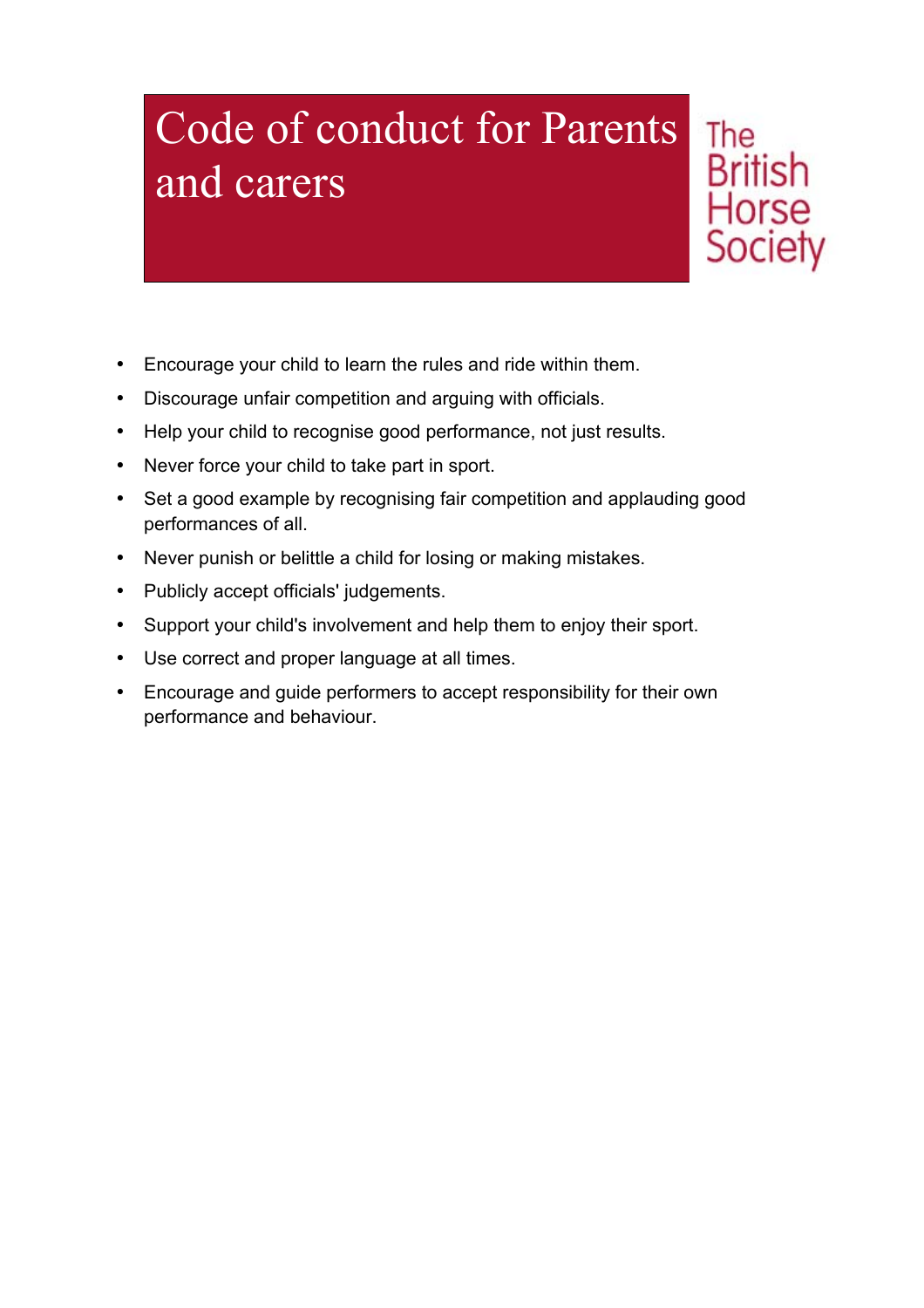# Code of conduct for Parents and carers

The British Horse Society

- Encourage your child to learn the rules and ride within them.
- Discourage unfair competition and arguing with officials.
- Help your child to recognise good performance, not just results.
- Never force your child to take part in sport.
- Set a good example by recognising fair competition and applauding good performances of all.
- Never punish or belittle a child for losing or making mistakes.
- Publicly accept officials' judgements.
- Support your child's involvement and help them to enjoy their sport.
- Use correct and proper language at all times.
- Encourage and guide performers to accept responsibility for their own performance and behaviour.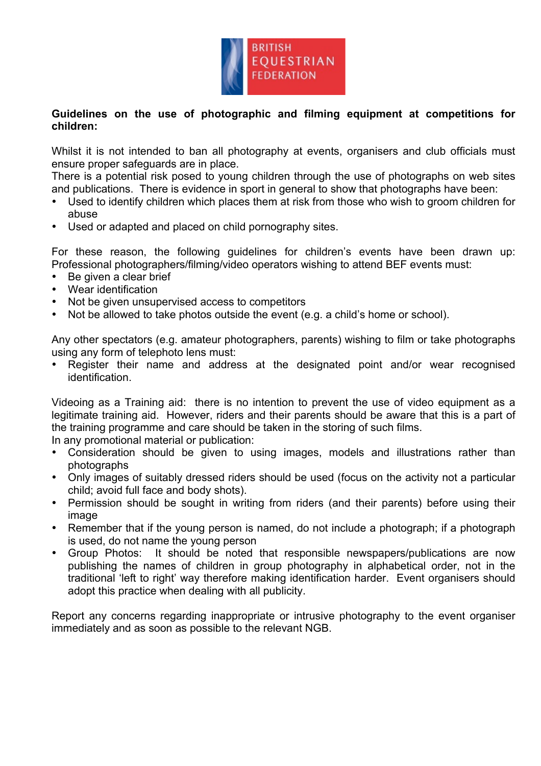**Guidelines on the use of photographic and filming equipment at competitions for children:**

Whilst it is not intended to ban all photography at events, organisers and club officials must ensure proper safeguards are in place.
There is a potential risk posed to young children through the use of photographs on web sites and publications. There is evidence in sport in general to show that photographs have been:

- Used to identify children which places them at risk from those who wish to groom children for abuse
- Used or adapted and placed on child pornography sites.

For these reason, the following guidelines for children's events have been drawn up: Professional photographers/filming/video operators wishing to attend BEF events must:

- Be given a clear brief
- Wear identification
- Not be given unsupervised access to competitors
- Not be allowed to take photos outside the event (e.g. a child's home or school).

Any other spectators (e.g. amateur photographers, parents) wishing to film or take photographs using any form of telephoto lens must:

- Register their name and address at the designated point and/or wear recognised identification.

Videoing as a Training aid: there is no intention to prevent the use of video equipment as a legitimate training aid. However, riders and their parents should be aware that this is a part of the training programme and care should be taken in the storing of such films.
In any promotional material or publication:

- Consideration should be given to using images, models and illustrations rather than photographs
- Only images of suitably dressed riders should be used (focus on the activity not a particular child; avoid full face and body shots).
- Permission should be sought in writing from riders (and their parents) before using their image
- Remember that if the young person is named, do not include a photograph; if a photograph is used, do not name the young person
- Group Photos: It should be noted that responsible newspapers/publications are now publishing the names of children in group photography in alphabetical order, not in the traditional 'left to right' way therefore making identification harder. Event organisers should adopt this practice when dealing with all publicity.

Report any concerns regarding inappropriate or intrusive photography to the event organiser immediately and as soon as possible to the relevant NGB.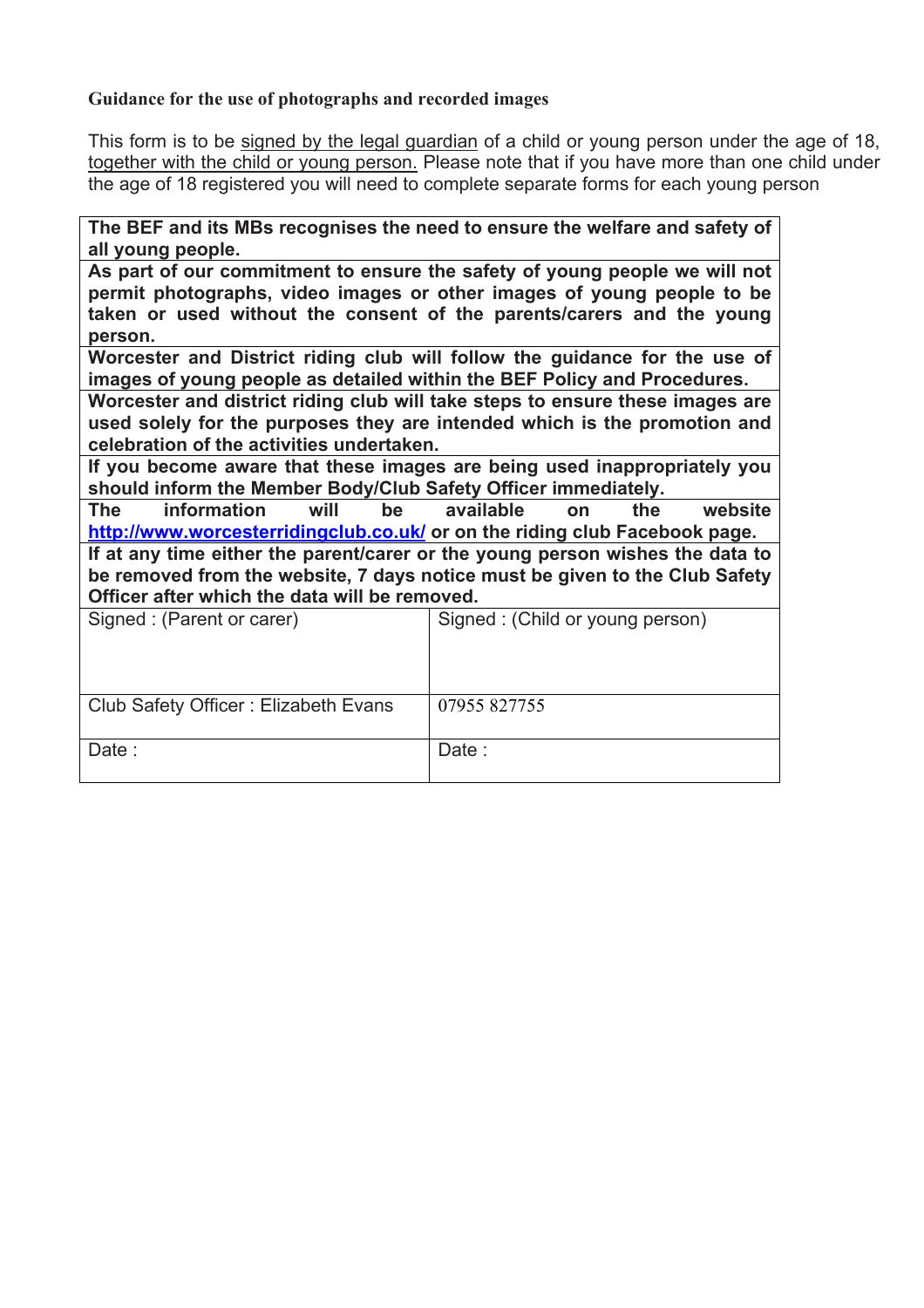**Guidance for the use of photographs and recorded images**

This form is to be signed by the legal guardian of a child or young person under the age of 18, together with the child or young person. Please note that if you have more than one child under the age of 18 registered you will need to complete separate forms for each young person

| **The BEF and its MBs recognises the need to ensure the welfare and safety of all young people.** | |
|---|---|
| **As part of our commitment to ensure the safety of young people we will not permit photographs, video images or other images of young people to be taken or used without the consent of the parents/carers and the young person.** | |
| **Worcester and District riding club will follow the guidance for the use of images of young people as detailed within the BEF Policy and Procedures.** | |
| **Worcester and district riding club will take steps to ensure these images are used solely for the purposes they are intended which is the promotion and celebration of the activities undertaken.** | |
| **If you become aware that these images are being used inappropriately you should inform the Member Body/Club Safety Officer immediately.** | |
| **The information will be available on the website [http://www.worcesterridingclub.co.uk/](http://www.worcesterridingclub.co.uk/) or on the riding club Facebook page.** | |
| **If at any time either the parent/carer or the young person wishes the data to be removed from the website, 7 days notice must be given to the Club Safety Officer after which the data will be removed.** | |
| Signed : (Parent or carer) | Signed : (Child or young person) |
| Club Safety Officer : Elizabeth Evans | 07955 827755 |
| Date : | Date : |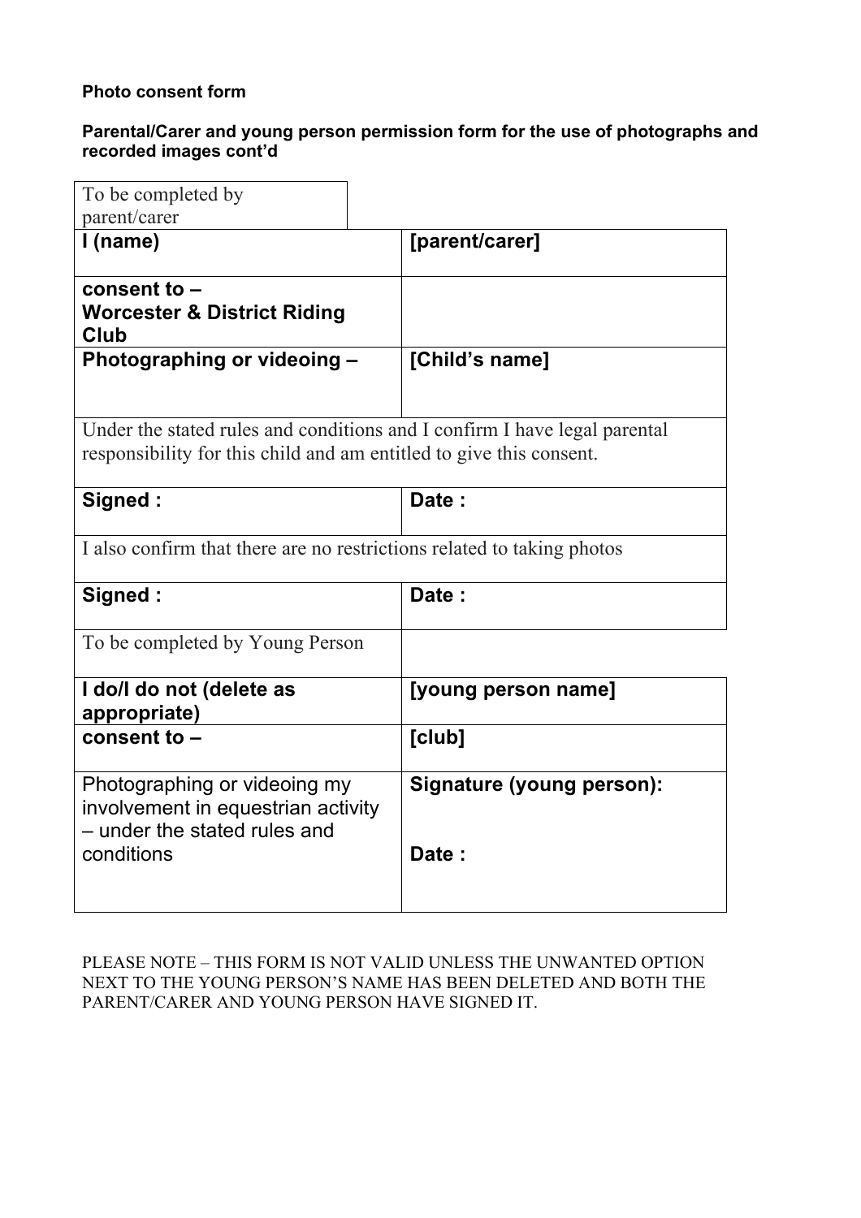**Photo consent form**

**Parental/Carer and young person permission form for the use of photographs and recorded images cont'd**

| | |
|---|---|
| To be completed by parent/carer | |
| **I (name)** | **[parent/carer]** |
| **consent to – Worcester & District Riding Club** | |
| **Photographing or videoing –** | **[Child's name]** |
| Under the stated rules and conditions and I confirm I have legal parental responsibility for this child and am entitled to give this consent. | |
| **Signed :** | **Date :** |
| I also confirm that there are no restrictions related to taking photos | |
| **Signed :** | **Date :** |
| To be completed by Young Person | |
| **I do/I do not (delete as appropriate)** | **[young person name]** |
| **consent to –** | **[club]** |
| Photographing or videoing my involvement in equestrian activity – under the stated rules and conditions | **Signature (young person):** <br><br> **Date :** |

PLEASE NOTE – THIS FORM IS NOT VALID UNLESS THE UNWANTED OPTION NEXT TO THE YOUNG PERSON'S NAME HAS BEEN DELETED AND BOTH THE PARENT/CARER AND YOUNG PERSON HAVE SIGNED IT.